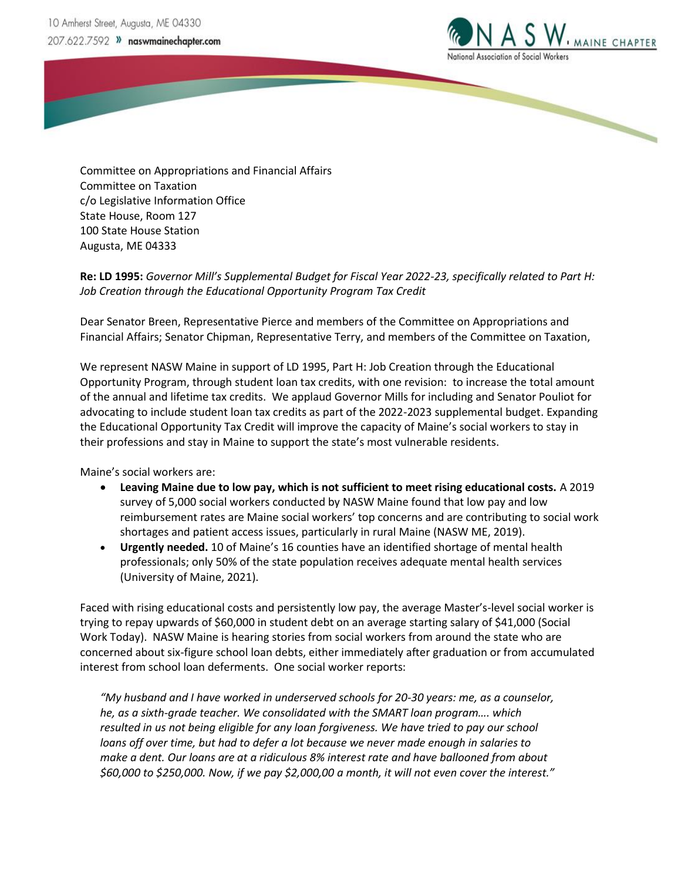10 Amherst Street, Augusta, ME 04330
207.622.7592 » naswmainechapter.com

NASW, MAINE CHAPTER
National Association of Social Workers

Committee on Appropriations and Financial Affairs
Committee on Taxation
c/o Legislative Information Office
State House, Room 127
100 State House Station
Augusta, ME 04333

**Re: LD 1995:** *Governor Mill's Supplemental Budget for Fiscal Year 2022-23, specifically related to Part H: Job Creation through the Educational Opportunity Program Tax Credit*

Dear Senator Breen, Representative Pierce and members of the Committee on Appropriations and Financial Affairs; Senator Chipman, Representative Terry, and members of the Committee on Taxation,

We represent NASW Maine in support of LD 1995, Part H: Job Creation through the Educational Opportunity Program, through student loan tax credits, with one revision: to increase the total amount of the annual and lifetime tax credits. We applaud Governor Mills for including and Senator Pouliot for advocating to include student loan tax credits as part of the 2022-2023 supplemental budget. Expanding the Educational Opportunity Tax Credit will improve the capacity of Maine's social workers to stay in their professions and stay in Maine to support the state's most vulnerable residents.

Maine's social workers are:

- **Leaving Maine due to low pay, which is not sufficient to meet rising educational costs.** A 2019 survey of 5,000 social workers conducted by NASW Maine found that low pay and low reimbursement rates are Maine social workers' top concerns and are contributing to social work shortages and patient access issues, particularly in rural Maine (NASW ME, 2019).
- **Urgently needed.** 10 of Maine's 16 counties have an identified shortage of mental health professionals; only 50% of the state population receives adequate mental health services (University of Maine, 2021).

Faced with rising educational costs and persistently low pay, the average Master's-level social worker is trying to repay upwards of $60,000 in student debt on an average starting salary of $41,000 (Social Work Today). NASW Maine is hearing stories from social workers from around the state who are concerned about six-figure school loan debts, either immediately after graduation or from accumulated interest from school loan deferments. One social worker reports:

*"My husband and I have worked in underserved schools for 20-30 years: me, as a counselor, he, as a sixth-grade teacher. We consolidated with the SMART loan program…. which resulted in us not being eligible for any loan forgiveness. We have tried to pay our school loans off over time, but had to defer a lot because we never made enough in salaries to make a dent. Our loans are at a ridiculous 8% interest rate and have ballooned from about $60,000 to $250,000. Now, if we pay $2,000,00 a month, it will not even cover the interest."*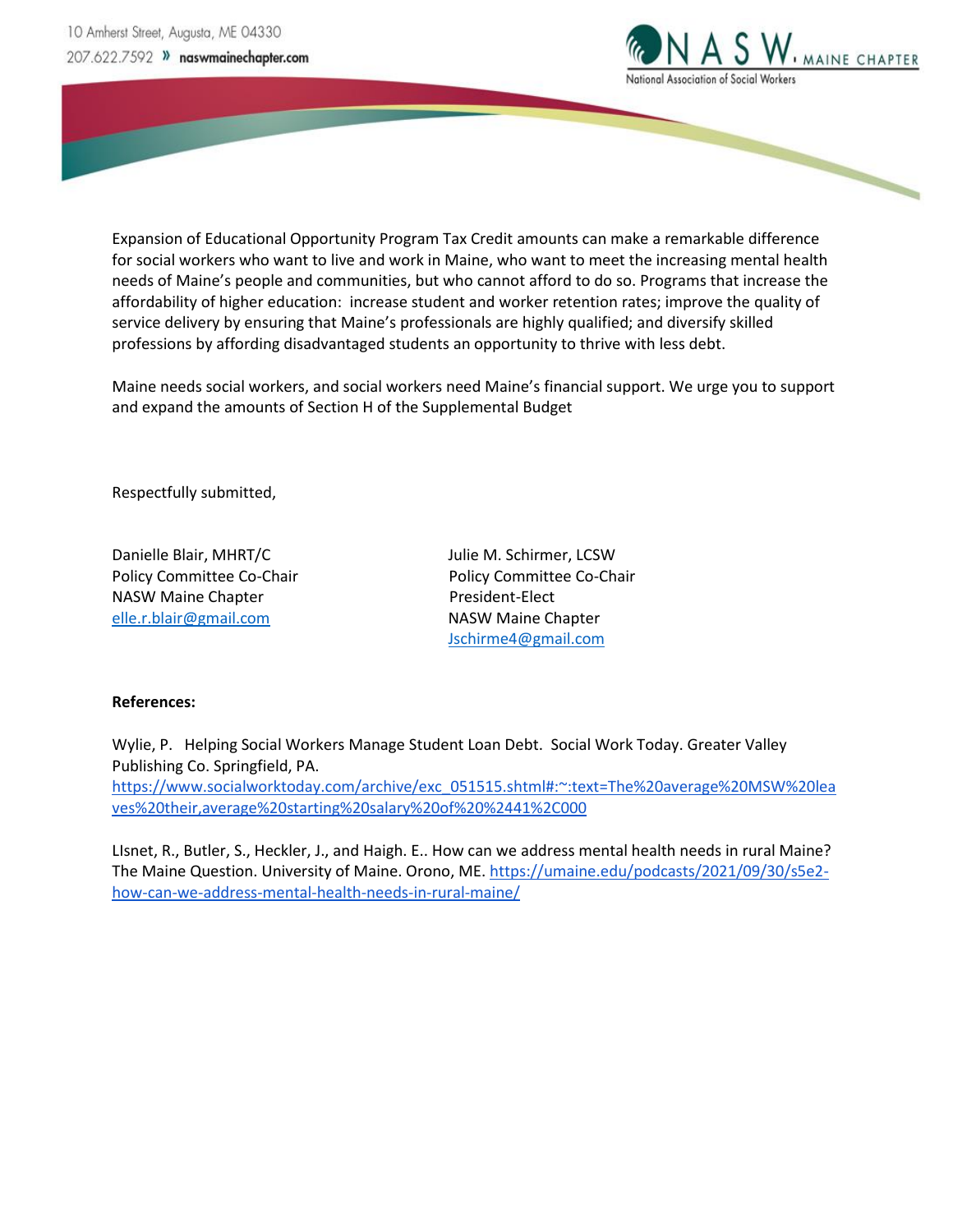10 Amherst Street, Augusta, ME 04330
207.622.7592 » naswmainechapter.com

NASW MAINE CHAPTER
National Association of Social Workers

Expansion of Educational Opportunity Program Tax Credit amounts can make a remarkable difference for social workers who want to live and work in Maine, who want to meet the increasing mental health needs of Maine's people and communities, but who cannot afford to do so. Programs that increase the affordability of higher education: increase student and worker retention rates; improve the quality of service delivery by ensuring that Maine's professionals are highly qualified; and diversify skilled professions by affording disadvantaged students an opportunity to thrive with less debt.

Maine needs social workers, and social workers need Maine's financial support. We urge you to support and expand the amounts of Section H of the Supplemental Budget

Respectfully submitted,

Danielle Blair, MHRT/C
Policy Committee Co-Chair
NASW Maine Chapter
elle.r.blair@gmail.com

Julie M. Schirmer, LCSW
Policy Committee Co-Chair
President-Elect
NASW Maine Chapter
Jschirme4@gmail.com

**References:**

Wylie, P. Helping Social Workers Manage Student Loan Debt. Social Work Today. Greater Valley Publishing Co. Springfield, PA. https://www.socialworktoday.com/archive/exc_051515.shtml#:~:text=The%20average%20MSW%20leaves%20their,average%20starting%20salary%20of%20%2441%2C000

LIsnet, R., Butler, S., Heckler, J., and Haigh. E.. How can we address mental health needs in rural Maine? The Maine Question. University of Maine. Orono, ME. https://umaine.edu/podcasts/2021/09/30/s5e2-how-can-we-address-mental-health-needs-in-rural-maine/